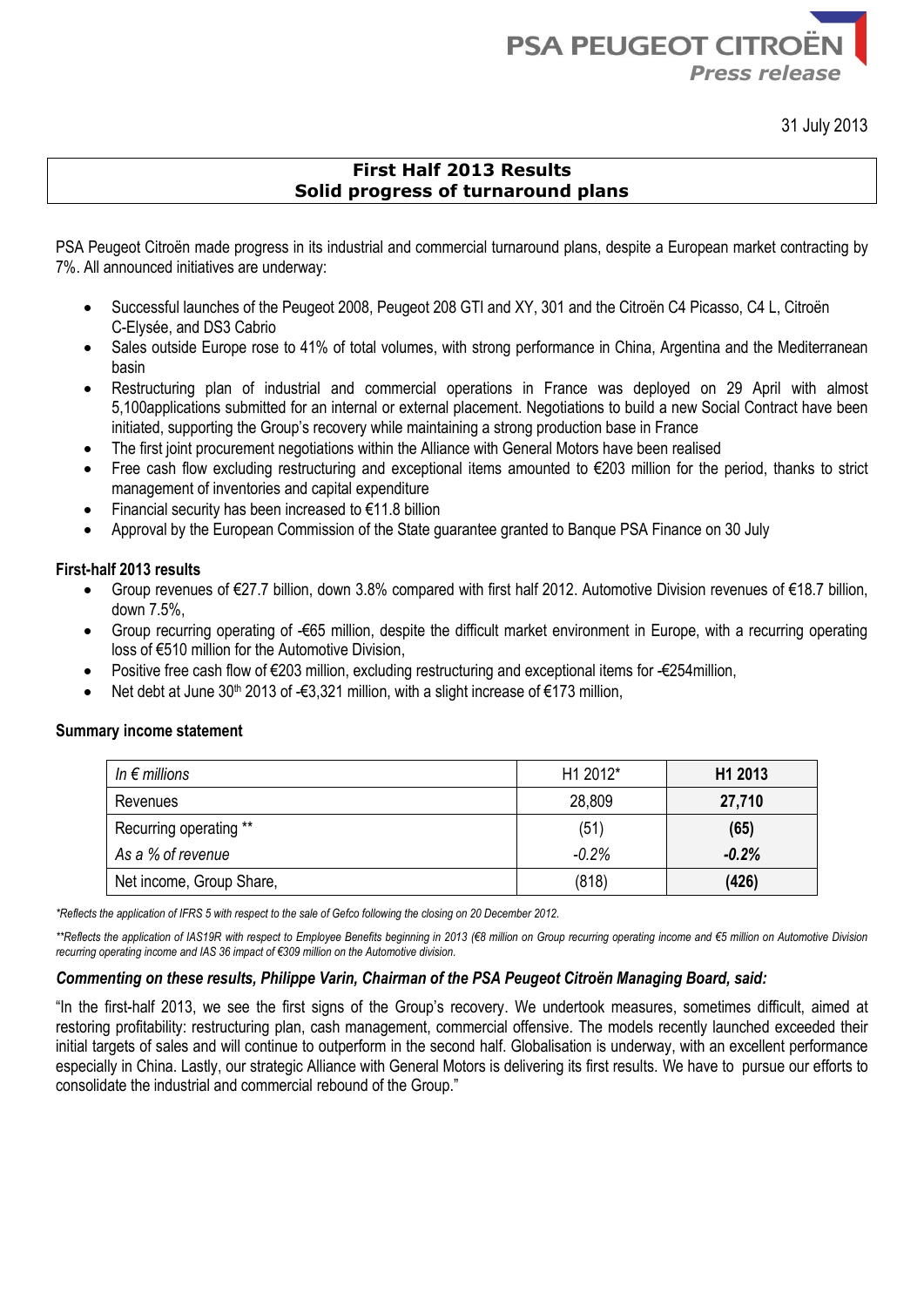PSA PEUGEOT CITROËN
*Press release*

31 July 2013

# First Half 2013 Results
## Solid progress of turnaround plans

PSA Peugeot Citroën made progress in its industrial and commercial turnaround plans, despite a European market contracting by 7%. All announced initiatives are underway:

- Successful launches of the Peugeot 2008, Peugeot 208 GTI and XY, 301 and the Citroën C4 Picasso, C4 L, Citroën C-Elysée, and DS3 Cabrio
- Sales outside Europe rose to 41% of total volumes, with strong performance in China, Argentina and the Mediterranean basin
- Restructuring plan of industrial and commercial operations in France was deployed on 29 April with almost 5,100applications submitted for an internal or external placement. Negotiations to build a new Social Contract have been initiated, supporting the Group's recovery while maintaining a strong production base in France
- The first joint procurement negotiations within the Alliance with General Motors have been realised
- Free cash flow excluding restructuring and exceptional items amounted to €203 million for the period, thanks to strict management of inventories and capital expenditure
- Financial security has been increased to €11.8 billion
- Approval by the European Commission of the State guarantee granted to Banque PSA Finance on 30 July

### First-half 2013 results

- Group revenues of €27.7 billion, down 3.8% compared with first half 2012. Automotive Division revenues of €18.7 billion, down 7.5%,
- Group recurring operating of -€65 million, despite the difficult market environment in Europe, with a recurring operating loss of €510 million for the Automotive Division,
- Positive free cash flow of €203 million, excluding restructuring and exceptional items for -€254million,
- Net debt at June 30th 2013 of -€3,321 million, with a slight increase of €173 million,

### Summary income statement

| *In € millions* | H1 2012* | **H1 2013** |
|---|---|---|
| Revenues | 28,809 | **27,710** |
| Recurring operating ** | (51) | **(65)** |
| *As a % of revenue* | *-0.2%* | ***-0.2%*** |
| Net income, Group Share, | (818) | **(426)** |

*\*Reflects the application of IFRS 5 with respect to the sale of Gefco following the closing on 20 December 2012.*

*\*\*Reflects the application of IAS19R with respect to Employee Benefits beginning in 2013 (€8 million on Group recurring operating income and €5 million on Automotive Division recurring operating income and IAS 36 impact of €309 million on the Automotive division.*

***Commenting on these results, Philippe Varin, Chairman of the PSA Peugeot Citroën Managing Board, said:***

"In the first-half 2013, we see the first signs of the Group's recovery. We undertook measures, sometimes difficult, aimed at restoring profitability: restructuring plan, cash management, commercial offensive. The models recently launched exceeded their initial targets of sales and will continue to outperform in the second half. Globalisation is underway, with an excellent performance especially in China. Lastly, our strategic Alliance with General Motors is delivering its first results. We have to pursue our efforts to consolidate the industrial and commercial rebound of the Group."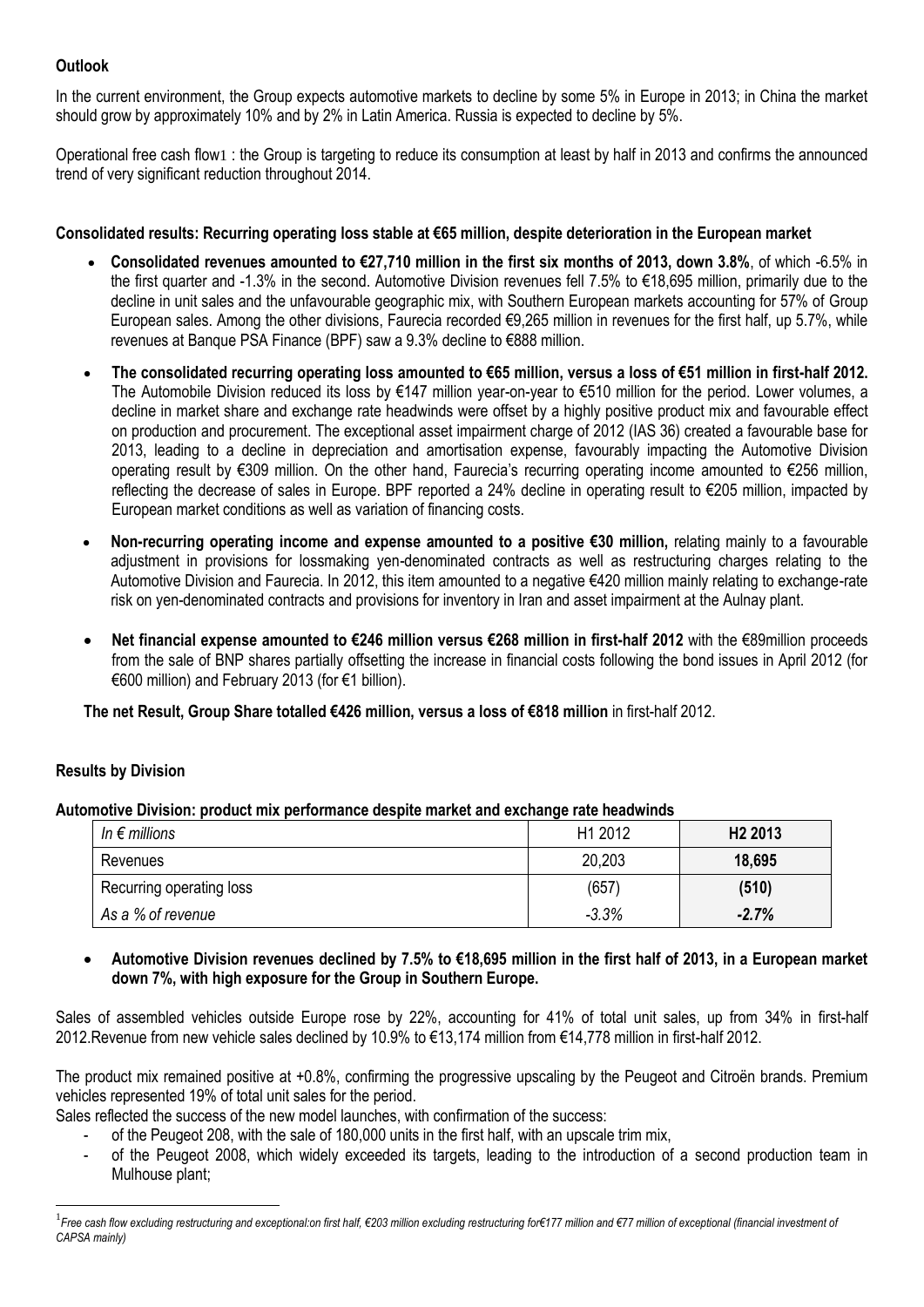**Outlook**

In the current environment, the Group expects automotive markets to decline by some 5% in Europe in 2013; in China the market should grow by approximately 10% and by 2% in Latin America. Russia is expected to decline by 5%.

Operational free cash flow[1] : the Group is targeting to reduce its consumption at least by half in 2013 and confirms the announced trend of very significant reduction throughout 2014.

**Consolidated results: Recurring operating loss stable at €65 million, despite deterioration in the European market**

- **Consolidated revenues amounted to €27,710 million in the first six months of 2013, down 3.8%**, of which -6.5% in the first quarter and -1.3% in the second. Automotive Division revenues fell 7.5% to €18,695 million, primarily due to the decline in unit sales and the unfavourable geographic mix, with Southern European markets accounting for 57% of Group European sales. Among the other divisions, Faurecia recorded €9,265 million in revenues for the first half, up 5.7%, while revenues at Banque PSA Finance (BPF) saw a 9.3% decline to €888 million.
- **The consolidated recurring operating loss amounted to €65 million, versus a loss of €51 million in first-half 2012.** The Automobile Division reduced its loss by €147 million year-on-year to €510 million for the period. Lower volumes, a decline in market share and exchange rate headwinds were offset by a highly positive product mix and favourable effect on production and procurement. The exceptional asset impairment charge of 2012 (IAS 36) created a favourable base for 2013, leading to a decline in depreciation and amortisation expense, favourably impacting the Automotive Division operating result by €309 million. On the other hand, Faurecia's recurring operating income amounted to €256 million, reflecting the decrease of sales in Europe. BPF reported a 24% decline in operating result to €205 million, impacted by European market conditions as well as variation of financing costs.
- **Non-recurring operating income and expense amounted to a positive €30 million,** relating mainly to a favourable adjustment in provisions for lossmaking yen-denominated contracts as well as restructuring charges relating to the Automotive Division and Faurecia. In 2012, this item amounted to a negative €420 million mainly relating to exchange-rate risk on yen-denominated contracts and provisions for inventory in Iran and asset impairment at the Aulnay plant.
- **Net financial expense amounted to €246 million versus €268 million in first-half 2012** with the €89million proceeds from the sale of BNP shares partially offsetting the increase in financial costs following the bond issues in April 2012 (for €600 million) and February 2013 (for €1 billion).

**The net Result, Group Share totalled €426 million, versus a loss of €818 million** in first-half 2012.

**Results by Division**

**Automotive Division: product mix performance despite market and exchange rate headwinds**

| *In € millions* | H1 2012 | **H2 2013** |
|---|---|---|
| Revenues | 20,203 | **18,695** |
| Recurring operating loss | (657) | **(510)** |
| *As a % of revenue* | *-3.3%* | ***-2.7%*** |

- **Automotive Division revenues declined by 7.5% to €18,695 million in the first half of 2013, in a European market down 7%, with high exposure for the Group in Southern Europe.**

Sales of assembled vehicles outside Europe rose by 22%, accounting for 41% of total unit sales, up from 34% in first-half 2012.Revenue from new vehicle sales declined by 10.9% to €13,174 million from €14,778 million in first-half 2012.

The product mix remained positive at +0.8%, confirming the progressive upscaling by the Peugeot and Citroën brands. Premium vehicles represented 19% of total unit sales for the period.

Sales reflected the success of the new model launches, with confirmation of the success:

- of the Peugeot 208, with the sale of 180,000 units in the first half, with an upscale trim mix,
- of the Peugeot 2008, which widely exceeded its targets, leading to the introduction of a second production team in Mulhouse plant;

[1] *Free cash flow excluding restructuring and exceptional:on first half, €203 million excluding restructuring for€177 million and €77 million of exceptional (financial investment of CAPSA mainly)*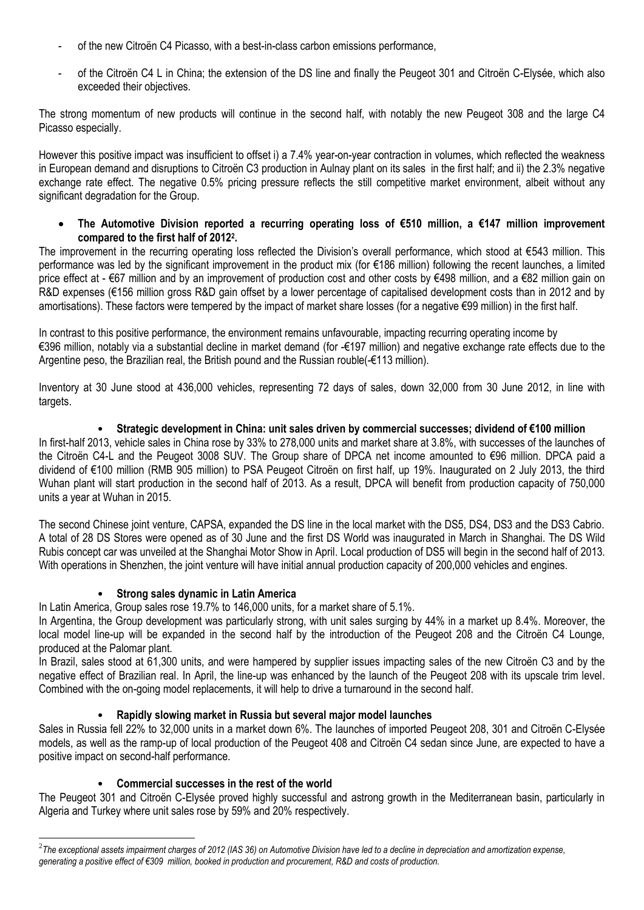- of the new Citroën C4 Picasso, with a best-in-class carbon emissions performance,
- of the Citroën C4 L in China; the extension of the DS line and finally the Peugeot 301 and Citroën C-Elysée, which also exceeded their objectives.

The strong momentum of new products will continue in the second half, with notably the new Peugeot 308 and the large C4 Picasso especially.

However this positive impact was insufficient to offset i) a 7.4% year-on-year contraction in volumes, which reflected the weakness in European demand and disruptions to Citroën C3 production in Aulnay plant on its sales in the first half; and ii) the 2.3% negative exchange rate effect. The negative 0.5% pricing pressure reflects the still competitive market environment, albeit without any significant degradation for the Group.

- **The Automotive Division reported a recurring operating loss of €510 million, a €147 million improvement compared to the first half of 2012[2].**

The improvement in the recurring operating loss reflected the Division's overall performance, which stood at €543 million. This performance was led by the significant improvement in the product mix (for €186 million) following the recent launches, a limited price effect at - €67 million and by an improvement of production cost and other costs by €498 million, and a €82 million gain on R&D expenses (€156 million gross R&D gain offset by a lower percentage of capitalised development costs than in 2012 and by amortisations). These factors were tempered by the impact of market share losses (for a negative €99 million) in the first half.

In contrast to this positive performance, the environment remains unfavourable, impacting recurring operating income by €396 million, notably via a substantial decline in market demand (for -€197 million) and negative exchange rate effects due to the Argentine peso, the Brazilian real, the British pound and the Russian rouble(-€113 million).

Inventory at 30 June stood at 436,000 vehicles, representing 72 days of sales, down 32,000 from 30 June 2012, in line with targets.

- **Strategic development in China: unit sales driven by commercial successes; dividend of €100 million**

In first-half 2013, vehicle sales in China rose by 33% to 278,000 units and market share at 3.8%, with successes of the launches of the Citroën C4-L and the Peugeot 3008 SUV. The Group share of DPCA net income amounted to €96 million. DPCA paid a dividend of €100 million (RMB 905 million) to PSA Peugeot Citroën on first half, up 19%. Inaugurated on 2 July 2013, the third Wuhan plant will start production in the second half of 2013. As a result, DPCA will benefit from production capacity of 750,000 units a year at Wuhan in 2015.

The second Chinese joint venture, CAPSA, expanded the DS line in the local market with the DS5, DS4, DS3 and the DS3 Cabrio. A total of 28 DS Stores were opened as of 30 June and the first DS World was inaugurated in March in Shanghai. The DS Wild Rubis concept car was unveiled at the Shanghai Motor Show in April. Local production of DS5 will begin in the second half of 2013. With operations in Shenzhen, the joint venture will have initial annual production capacity of 200,000 vehicles and engines.

- **Strong sales dynamic in Latin America**

In Latin America, Group sales rose 19.7% to 146,000 units, for a market share of 5.1%.

In Argentina, the Group development was particularly strong, with unit sales surging by 44% in a market up 8.4%. Moreover, the local model line-up will be expanded in the second half by the introduction of the Peugeot 208 and the Citroën C4 Lounge, produced at the Palomar plant.

In Brazil, sales stood at 61,300 units, and were hampered by supplier issues impacting sales of the new Citroën C3 and by the negative effect of Brazilian real. In April, the line-up was enhanced by the launch of the Peugeot 208 with its upscale trim level. Combined with the on-going model replacements, it will help to drive a turnaround in the second half.

- **Rapidly slowing market in Russia but several major model launches**

Sales in Russia fell 22% to 32,000 units in a market down 6%. The launches of imported Peugeot 208, 301 and Citroën C-Elysée models, as well as the ramp-up of local production of the Peugeot 408 and Citroën C4 sedan since June, are expected to have a positive impact on second-half performance.

- **Commercial successes in the rest of the world**

The Peugeot 301 and Citroën C-Elysée proved highly successful and astrong growth in the Mediterranean basin, particularly in Algeria and Turkey where unit sales rose by 59% and 20% respectively.

---

[2] *The exceptional assets impairment charges of 2012 (IAS 36) on Automotive Division have led to a decline in depreciation and amortization expense, generating a positive effect of €309 million, booked in production and procurement, R&D and costs of production.*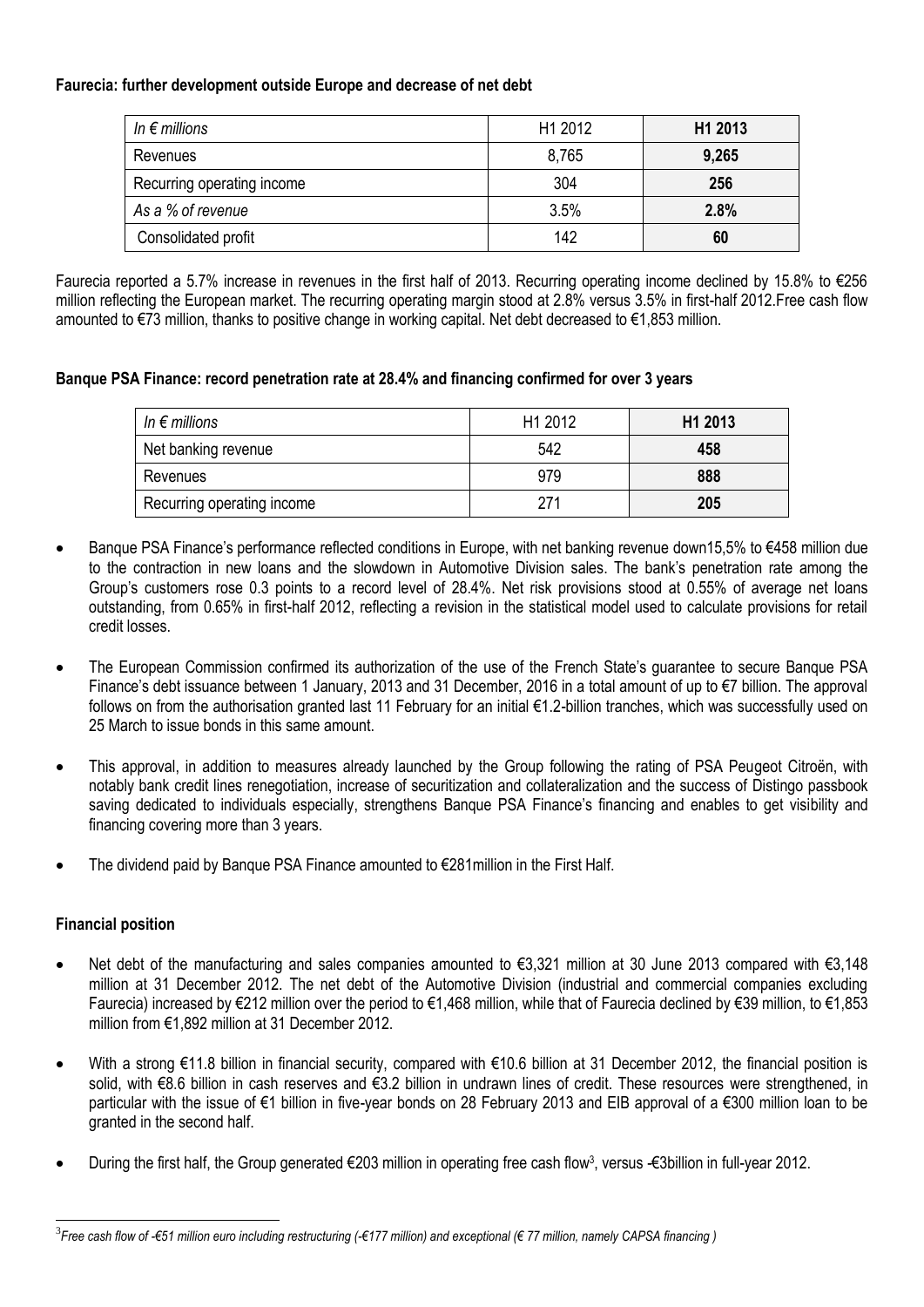**Faurecia: further development outside Europe and decrease of net debt**

| *In € millions* | H1 2012 | **H1 2013** |
|---|---|---|
| Revenues | 8,765 | **9,265** |
| Recurring operating income | 304 | **256** |
| *As a % of revenue* | 3.5% | **2.8%** |
| Consolidated profit | 142 | **60** |

Faurecia reported a 5.7% increase in revenues in the first half of 2013. Recurring operating income declined by 15.8% to €256 million reflecting the European market. The recurring operating margin stood at 2.8% versus 3.5% in first-half 2012.Free cash flow amounted to €73 million, thanks to positive change in working capital. Net debt decreased to €1,853 million.

**Banque PSA Finance: record penetration rate at 28.4% and financing confirmed for over 3 years**

| *In € millions* | H1 2012 | **H1 2013** |
|---|---|---|
| Net banking revenue | 542 | **458** |
| Revenues | 979 | **888** |
| Recurring operating income | 271 | **205** |

- Banque PSA Finance's performance reflected conditions in Europe, with net banking revenue down15,5% to €458 million due to the contraction in new loans and the slowdown in Automotive Division sales. The bank's penetration rate among the Group's customers rose 0.3 points to a record level of 28.4%. Net risk provisions stood at 0.55% of average net loans outstanding, from 0.65% in first-half 2012, reflecting a revision in the statistical model used to calculate provisions for retail credit losses.
- The European Commission confirmed its authorization of the use of the French State's guarantee to secure Banque PSA Finance's debt issuance between 1 January, 2013 and 31 December, 2016 in a total amount of up to €7 billion. The approval follows on from the authorisation granted last 11 February for an initial €1.2-billion tranches, which was successfully used on 25 March to issue bonds in this same amount.
- This approval, in addition to measures already launched by the Group following the rating of PSA Peugeot Citroën, with notably bank credit lines renegotiation, increase of securitization and collateralization and the success of Distingo passbook saving dedicated to individuals especially, strengthens Banque PSA Finance's financing and enables to get visibility and financing covering more than 3 years.
- The dividend paid by Banque PSA Finance amounted to €281million in the First Half.

**Financial position**

- Net debt of the manufacturing and sales companies amounted to €3,321 million at 30 June 2013 compared with €3,148 million at 31 December 2012. The net debt of the Automotive Division (industrial and commercial companies excluding Faurecia) increased by €212 million over the period to €1,468 million, while that of Faurecia declined by €39 million, to €1,853 million from €1,892 million at 31 December 2012.
- With a strong €11.8 billion in financial security, compared with €10.6 billion at 31 December 2012, the financial position is solid, with €8.6 billion in cash reserves and €3.2 billion in undrawn lines of credit. These resources were strengthened, in particular with the issue of €1 billion in five-year bonds on 28 February 2013 and EIB approval of a €300 million loan to be granted in the second half.
- During the first half, the Group generated €203 million in operating free cash flow[3], versus -€3billion in full-year 2012.

[3]*Free cash flow of -€51 million euro including restructuring (-€177 million) and exceptional (€ 77 million, namely CAPSA financing )*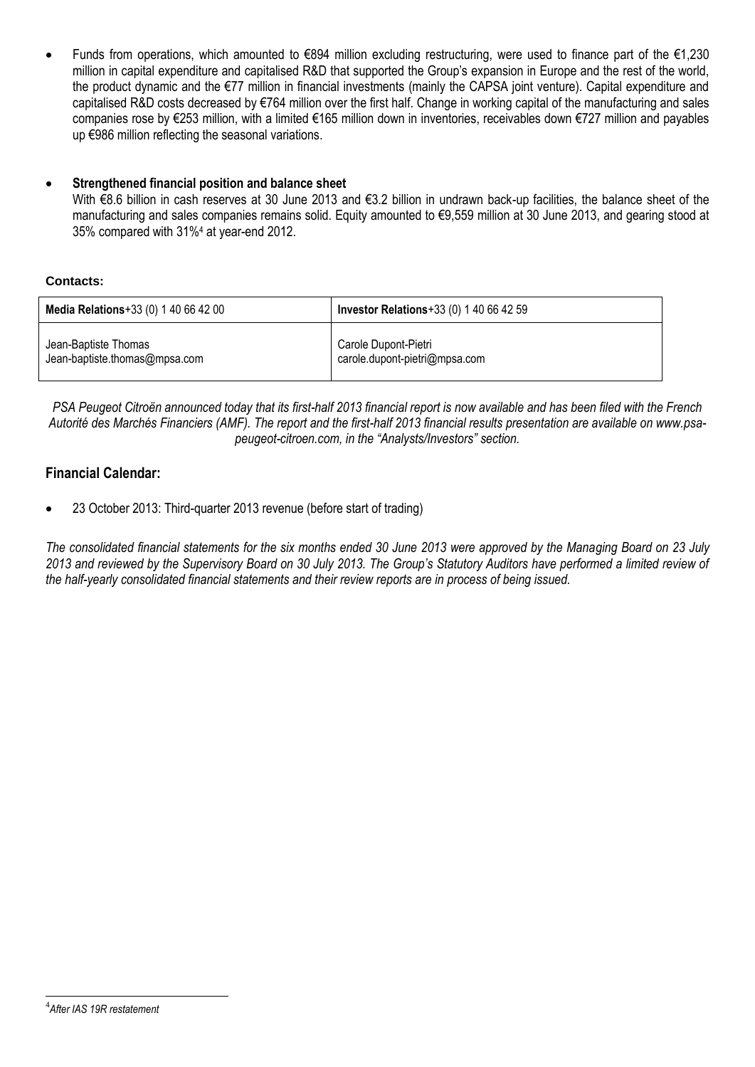- Funds from operations, which amounted to €894 million excluding restructuring, were used to finance part of the €1,230 million in capital expenditure and capitalised R&D that supported the Group's expansion in Europe and the rest of the world, the product dynamic and the €77 million in financial investments (mainly the CAPSA joint venture). Capital expenditure and capitalised R&D costs decreased by €764 million over the first half. Change in working capital of the manufacturing and sales companies rose by €253 million, with a limited €165 million down in inventories, receivables down €727 million and payables up €986 million reflecting the seasonal variations.

- **Strengthened financial position and balance sheet**
  With €8.6 billion in cash reserves at 30 June 2013 and €3.2 billion in undrawn back-up facilities, the balance sheet of the manufacturing and sales companies remains solid. Equity amounted to €9,559 million at 30 June 2013, and gearing stood at 35% compared with 31%[4] at year-end 2012.

**Contacts:**

| **Media Relations**+33 (0) 1 40 66 42 00 | **Investor Relations**+33 (0) 1 40 66 42 59 |
| --- | --- |
| Jean-Baptiste Thomas<br>Jean-baptiste.thomas@mpsa.com | Carole Dupont-Pietri<br>carole.dupont-pietri@mpsa.com |

*PSA Peugeot Citroën announced today that its first-half 2013 financial report is now available and has been filed with the French Autorité des Marchés Financiers (AMF). The report and the first-half 2013 financial results presentation are available on www.psa-peugeot-citroen.com, in the "Analysts/Investors" section.*

## Financial Calendar:

- 23 October 2013: Third-quarter 2013 revenue (before start of trading)

*The consolidated financial statements for the six months ended 30 June 2013 were approved by the Managing Board on 23 July 2013 and reviewed by the Supervisory Board on 30 July 2013. The Group's Statutory Auditors have performed a limited review of the half-yearly consolidated financial statements and their review reports are in process of being issued.*

[4] *After IAS 19R restatement*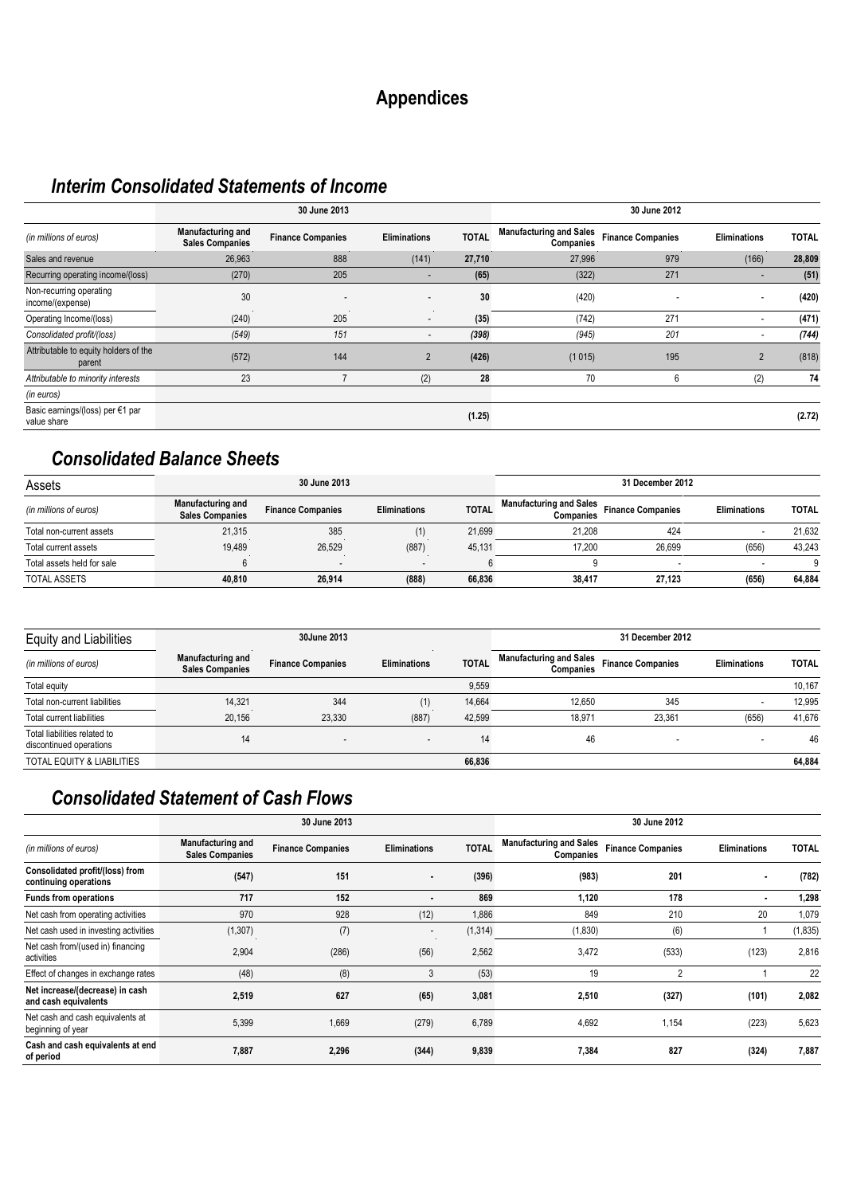# Appendices

## *Interim Consolidated Statements of Income*

| | 30 June 2013 | | | | 30 June 2012 | | | |
|---|---|---|---|---|---|---|---|---|
| *(in millions of euros)* | **Manufacturing and Sales Companies** | **Finance Companies** | **Eliminations** | **TOTAL** | **Manufacturing and Sales Companies** | **Finance Companies** | **Eliminations** | **TOTAL** |
| Sales and revenue | 26,963 | 888 | (141) | **27,710** | 27,996 | 979 | (166) | **28,809** |
| Recurring operating income/(loss) | (270) | 205 | - | **(65)** | (322) | 271 | - | **(51)** |
| Non-recurring operating income/(expense) | 30 | - | - | **30** | (420) | - | - | **(420)** |
| Operating Income/(loss) | (240) | 205 | - | **(35)** | (742) | 271 | - | **(471)** |
| *Consolidated profit/(loss)* | *(549)* | *151* | - | ***(398)*** | *(945)* | *201* | - | ***(744)*** |
| Attributable to equity holders of the parent | (572) | 144 | 2 | **(426)** | (1 015) | 195 | 2 | (818) |
| *Attributable to minority interests* | 23 | 7 | (2) | **28** | 70 | 6 | (2) | **74** |
| *(in euros)* | | | | | | | | |
| Basic earnings/(loss) per €1 par value share | | | | **(1.25)** | | | | **(2.72)** |

## *Consolidated Balance Sheets*

| Assets | 30 June 2013 | | | | 31 December 2012 | | | |
|---|---|---|---|---|---|---|---|---|
| *(in millions of euros)* | **Manufacturing and Sales Companies** | **Finance Companies** | **Eliminations** | **TOTAL** | **Manufacturing and Sales Companies** | **Finance Companies** | **Eliminations** | **TOTAL** |
| Total non-current assets | 21,315 | 385 | (1) | 21,699 | 21,208 | 424 | - | 21,632 |
| Total current assets | 19,489 | 26,529 | (887) | 45,131 | 17,200 | 26,699 | (656) | 43,243 |
| Total assets held for sale | 6 | - | - | 6 | 9 | - | - | 9 |
| TOTAL ASSETS | **40,810** | **26,914** | **(888)** | **66,836** | **38,417** | **27,123** | **(656)** | **64,884** |

| Equity and Liabilities | 30June 2013 | | | | 31 December 2012 | | | |
|---|---|---|---|---|---|---|---|---|
| *(in millions of euros)* | **Manufacturing and Sales Companies** | **Finance Companies** | **Eliminations** | **TOTAL** | **Manufacturing and Sales Companies** | **Finance Companies** | **Eliminations** | **TOTAL** |
| Total equity | | | | 9,559 | | | | 10,167 |
| Total non-current liabilities | 14,321 | 344 | (1) | 14,664 | 12,650 | 345 | - | 12,995 |
| Total current liabilities | 20,156 | 23,330 | (887) | 42,599 | 18,971 | 23,361 | (656) | 41,676 |
| Total liabilities related to discontinued operations | 14 | - | - | 14 | 46 | - | - | 46 |
| TOTAL EQUITY & LIABILITIES | | | | **66,836** | | | | **64,884** |

## *Consolidated Statement of Cash Flows*

| | 30 June 2013 | | | | 30 June 2012 | | | |
|---|---|---|---|---|---|---|---|---|
| *(in millions of euros)* | **Manufacturing and Sales Companies** | **Finance Companies** | **Eliminations** | **TOTAL** | **Manufacturing and Sales Companies** | **Finance Companies** | **Eliminations** | **TOTAL** |
| **Consolidated profit/(loss) from continuing operations** | **(547)** | **151** | **-** | **(396)** | **(983)** | **201** | **-** | **(782)** |
| **Funds from operations** | **717** | **152** | **-** | **869** | **1,120** | **178** | **-** | **1,298** |
| Net cash from operating activities | 970 | 928 | (12) | 1,886 | 849 | 210 | 20 | 1,079 |
| Net cash used in investing activities | (1,307) | (7) | - | (1,314) | (1,830) | (6) | 1 | (1,835) |
| Net cash from/(used in) financing activities | 2,904 | (286) | (56) | 2,562 | 3,472 | (533) | (123) | 2,816 |
| Effect of changes in exchange rates | (48) | (8) | 3 | (53) | 19 | 2 | 1 | 22 |
| **Net increase/(decrease) in cash and cash equivalents** | **2,519** | **627** | **(65)** | **3,081** | **2,510** | **(327)** | **(101)** | **2,082** |
| Net cash and cash equivalents at beginning of year | 5,399 | 1,669 | (279) | 6,789 | 4,692 | 1,154 | (223) | 5,623 |
| **Cash and cash equivalents at end of period** | **7,887** | **2,296** | **(344)** | **9,839** | **7,384** | **827** | **(324)** | **7,887** |